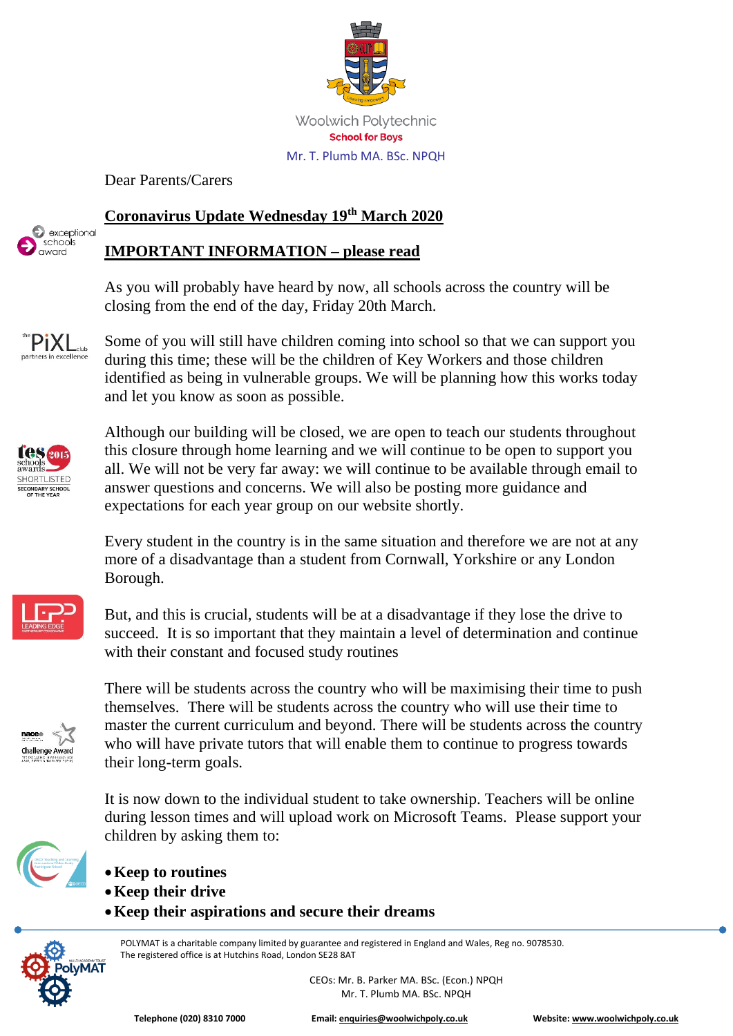Woolwich Polytechnic
School for Boys
Mr. T. Plumb MA. BSc. NPQH

Dear Parents/Carers

## Coronavirus Update Wednesday 19th March 2020

## IMPORTANT INFORMATION – please read

As you will probably have heard by now, all schools across the country will be closing from the end of the day, Friday 20th March.

Some of you will still have children coming into school so that we can support you during this time; these will be the children of Key Workers and those children identified as being in vulnerable groups. We will be planning how this works today and let you know as soon as possible.

Although our building will be closed, we are open to teach our students throughout this closure through home learning and we will continue to be open to support you all. We will not be very far away: we will continue to be available through email to answer questions and concerns. We will also be posting more guidance and expectations for each year group on our website shortly.

Every student in the country is in the same situation and therefore we are not at any more of a disadvantage than a student from Cornwall, Yorkshire or any London Borough.

But, and this is crucial, students will be at a disadvantage if they lose the drive to succeed. It is so important that they maintain a level of determination and continue with their constant and focused study routines

There will be students across the country who will be maximising their time to push themselves. There will be students across the country who will use their time to master the current curriculum and beyond. There will be students across the country who will have private tutors that will enable them to continue to progress towards their long-term goals.

It is now down to the individual student to take ownership. Teachers will be online during lesson times and will upload work on Microsoft Teams. Please support your children by asking them to:

- **Keep to routines**
- **Keep their drive**
- **Keep their aspirations and secure their dreams**

POLYMAT is a charitable company limited by guarantee and registered in England and Wales, Reg no. 9078530.
The registered office is at Hutchins Road, London SE28 8AT

CEOs: Mr. B. Parker MA. BSc. (Econ.) NPQH
Mr. T. Plumb MA. BSc. NPQH

**Telephone (020) 8310 7000** **Email: enquiries@woolwichpoly.co.uk** **Website: www.woolwichpoly.co.uk**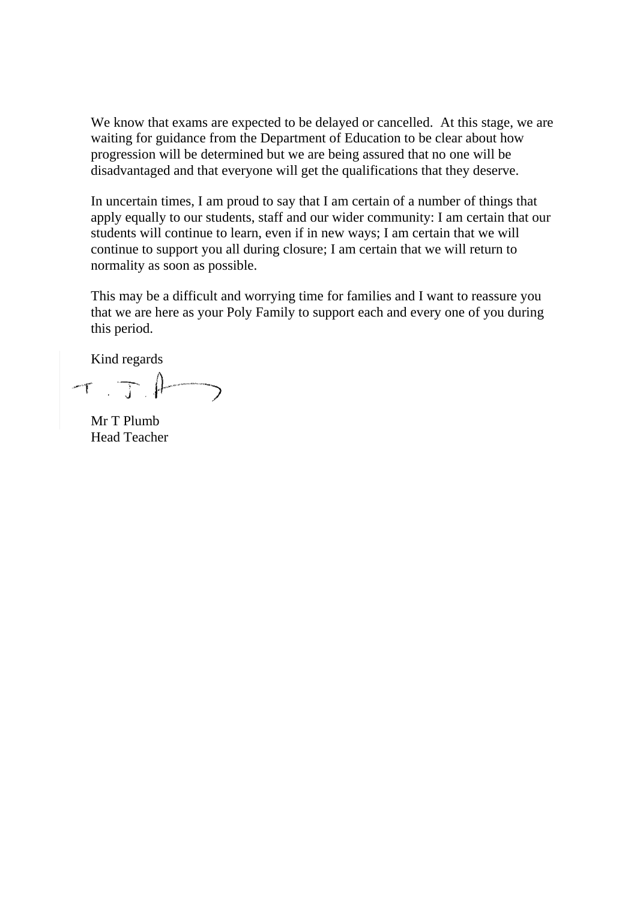We know that exams are expected to be delayed or cancelled. At this stage, we are waiting for guidance from the Department of Education to be clear about how progression will be determined but we are being assured that no one will be disadvantaged and that everyone will get the qualifications that they deserve.

In uncertain times, I am proud to say that I am certain of a number of things that apply equally to our students, staff and our wider community: I am certain that our students will continue to learn, even if in new ways; I am certain that we will continue to support you all during closure; I am certain that we will return to normality as soon as possible.

This may be a difficult and worrying time for families and I want to reassure you that we are here as your Poly Family to support each and every one of you during this period.

Kind regards

Mr T Plumb
Head Teacher